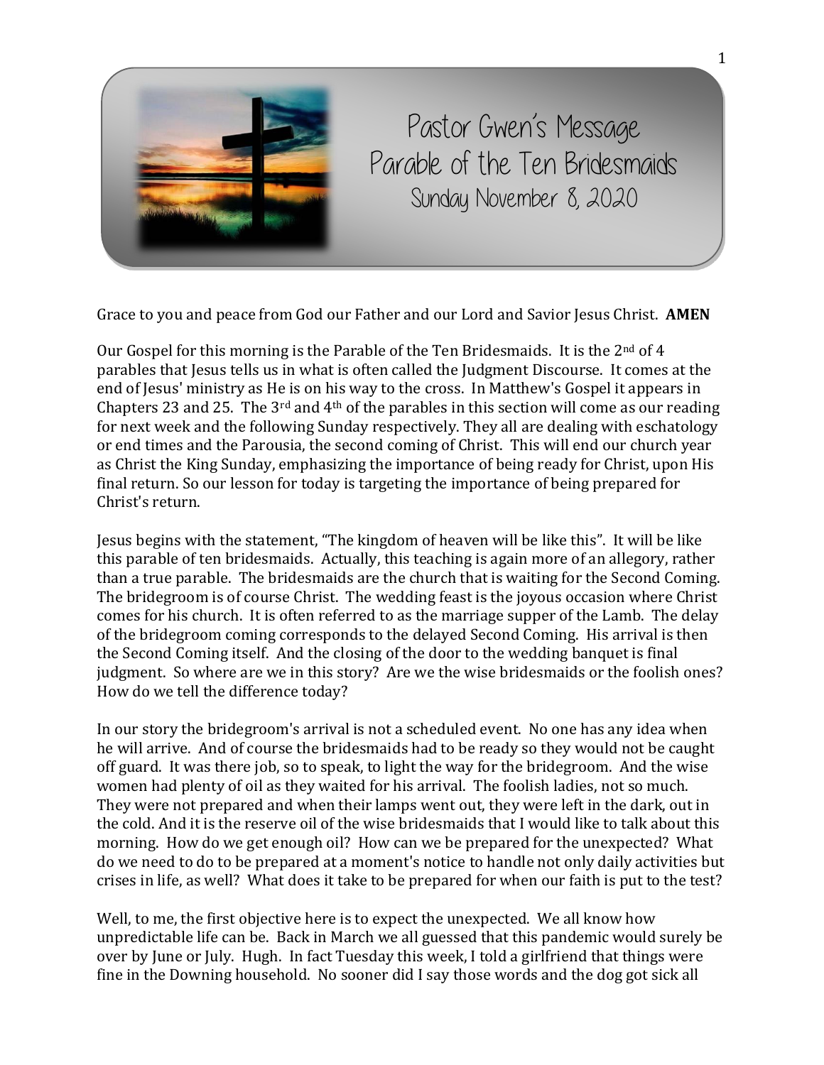# Pastor Gwen's Message
## Parable of the Ten Bridesmaids
### Sunday November 8, 2020

Grace to you and peace from God our Father and our Lord and Savior Jesus Christ. **AMEN**

Our Gospel for this morning is the Parable of the Ten Bridesmaids. It is the 2nd of 4 parables that Jesus tells us in what is often called the Judgment Discourse. It comes at the end of Jesus' ministry as He is on his way to the cross. In Matthew's Gospel it appears in Chapters 23 and 25. The 3rd and 4th of the parables in this section will come as our reading for next week and the following Sunday respectively. They all are dealing with eschatology or end times and the Parousia, the second coming of Christ. This will end our church year as Christ the King Sunday, emphasizing the importance of being ready for Christ, upon His final return. So our lesson for today is targeting the importance of being prepared for Christ's return.

Jesus begins with the statement, "The kingdom of heaven will be like this". It will be like this parable of ten bridesmaids. Actually, this teaching is again more of an allegory, rather than a true parable. The bridesmaids are the church that is waiting for the Second Coming. The bridegroom is of course Christ. The wedding feast is the joyous occasion where Christ comes for his church. It is often referred to as the marriage supper of the Lamb. The delay of the bridegroom coming corresponds to the delayed Second Coming. His arrival is then the Second Coming itself. And the closing of the door to the wedding banquet is final judgment. So where are we in this story? Are we the wise bridesmaids or the foolish ones? How do we tell the difference today?

In our story the bridegroom's arrival is not a scheduled event. No one has any idea when he will arrive. And of course the bridesmaids had to be ready so they would not be caught off guard. It was there job, so to speak, to light the way for the bridegroom. And the wise women had plenty of oil as they waited for his arrival. The foolish ladies, not so much. They were not prepared and when their lamps went out, they were left in the dark, out in the cold. And it is the reserve oil of the wise bridesmaids that I would like to talk about this morning. How do we get enough oil? How can we be prepared for the unexpected? What do we need to do to be prepared at a moment's notice to handle not only daily activities but crises in life, as well? What does it take to be prepared for when our faith is put to the test?

Well, to me, the first objective here is to expect the unexpected. We all know how unpredictable life can be. Back in March we all guessed that this pandemic would surely be over by June or July. Hugh. In fact Tuesday this week, I told a girlfriend that things were fine in the Downing household. No sooner did I say those words and the dog got sick all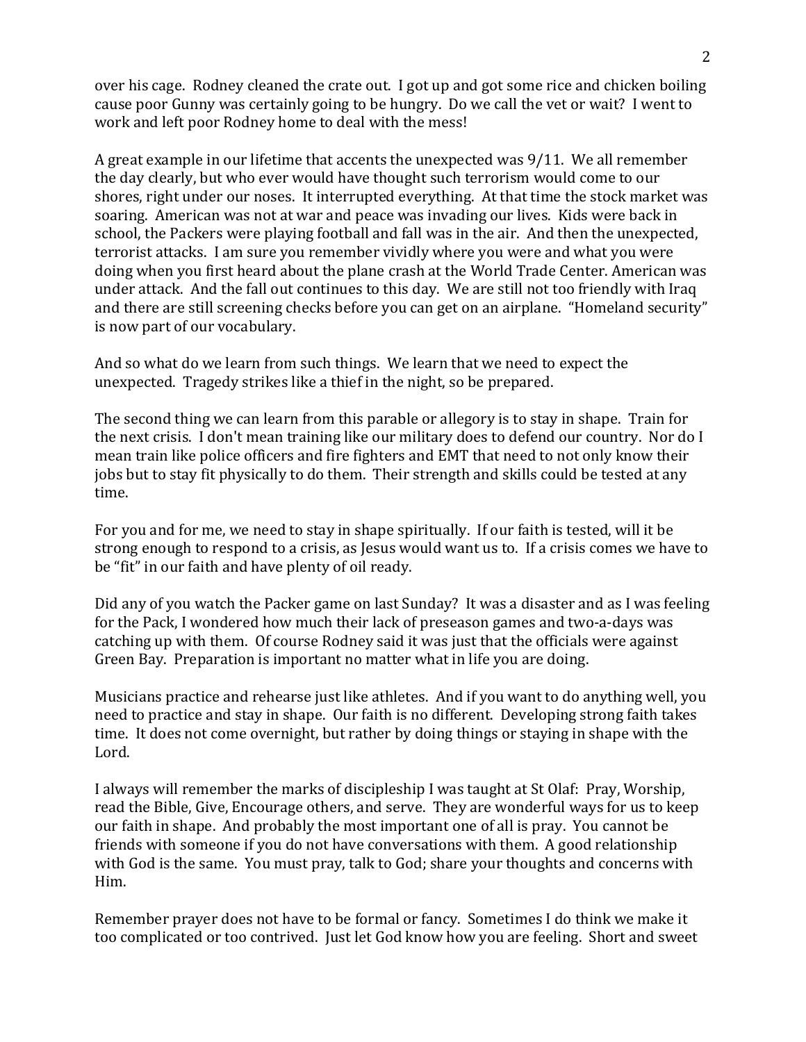over his cage. Rodney cleaned the crate out. I got up and got some rice and chicken boiling cause poor Gunny was certainly going to be hungry. Do we call the vet or wait? I went to work and left poor Rodney home to deal with the mess!

A great example in our lifetime that accents the unexpected was 9/11. We all remember the day clearly, but who ever would have thought such terrorism would come to our shores, right under our noses. It interrupted everything. At that time the stock market was soaring. American was not at war and peace was invading our lives. Kids were back in school, the Packers were playing football and fall was in the air. And then the unexpected, terrorist attacks. I am sure you remember vividly where you were and what you were doing when you first heard about the plane crash at the World Trade Center. American was under attack. And the fall out continues to this day. We are still not too friendly with Iraq and there are still screening checks before you can get on an airplane. "Homeland security" is now part of our vocabulary.

And so what do we learn from such things. We learn that we need to expect the unexpected. Tragedy strikes like a thief in the night, so be prepared.

The second thing we can learn from this parable or allegory is to stay in shape. Train for the next crisis. I don't mean training like our military does to defend our country. Nor do I mean train like police officers and fire fighters and EMT that need to not only know their jobs but to stay fit physically to do them. Their strength and skills could be tested at any time.

For you and for me, we need to stay in shape spiritually. If our faith is tested, will it be strong enough to respond to a crisis, as Jesus would want us to. If a crisis comes we have to be "fit" in our faith and have plenty of oil ready.

Did any of you watch the Packer game on last Sunday? It was a disaster and as I was feeling for the Pack, I wondered how much their lack of preseason games and two-a-days was catching up with them. Of course Rodney said it was just that the officials were against Green Bay. Preparation is important no matter what in life you are doing.

Musicians practice and rehearse just like athletes. And if you want to do anything well, you need to practice and stay in shape. Our faith is no different. Developing strong faith takes time. It does not come overnight, but rather by doing things or staying in shape with the Lord.

I always will remember the marks of discipleship I was taught at St Olaf: Pray, Worship, read the Bible, Give, Encourage others, and serve. They are wonderful ways for us to keep our faith in shape. And probably the most important one of all is pray. You cannot be friends with someone if you do not have conversations with them. A good relationship with God is the same. You must pray, talk to God; share your thoughts and concerns with Him.

Remember prayer does not have to be formal or fancy. Sometimes I do think we make it too complicated or too contrived. Just let God know how you are feeling. Short and sweet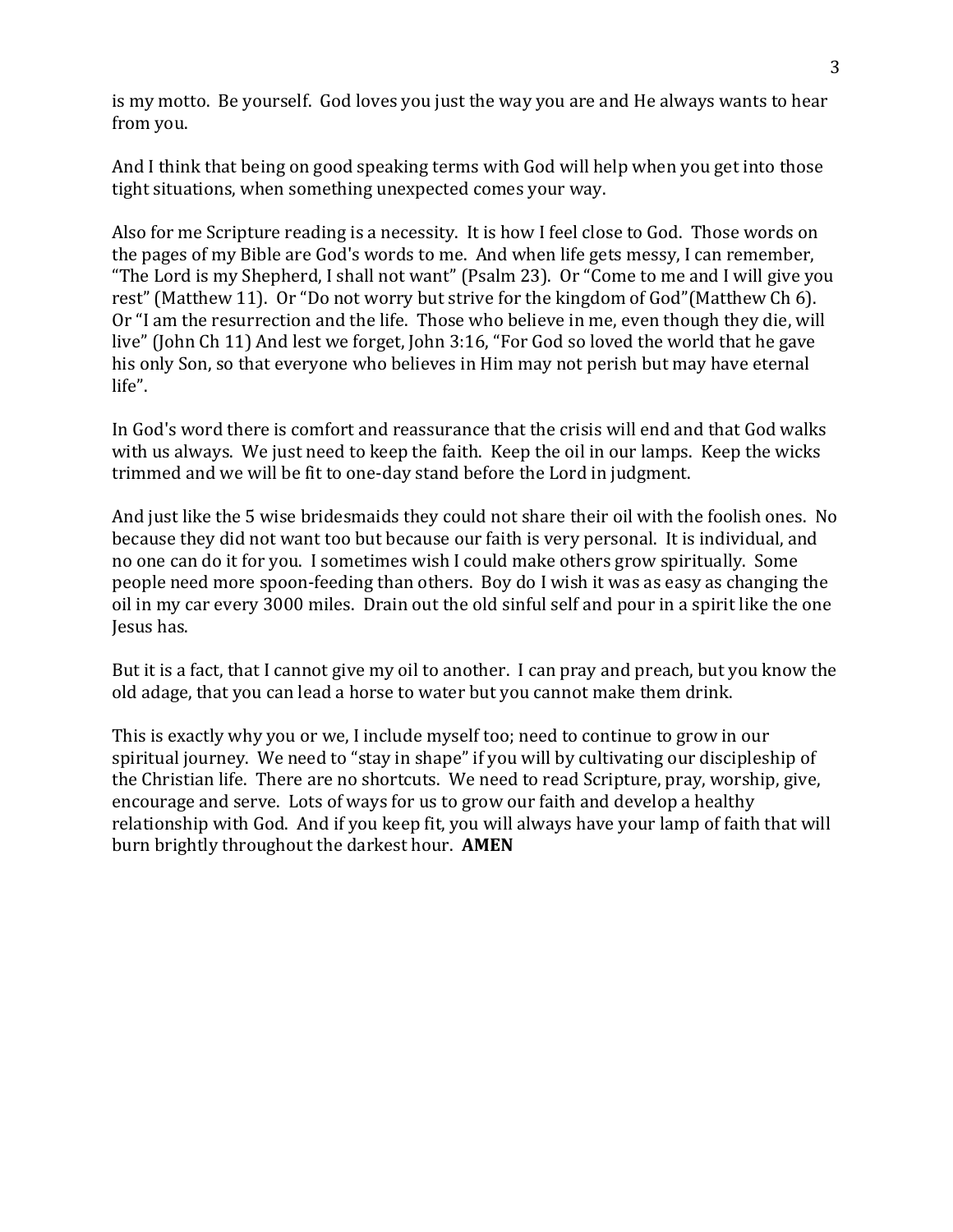is my motto. Be yourself. God loves you just the way you are and He always wants to hear from you.

And I think that being on good speaking terms with God will help when you get into those tight situations, when something unexpected comes your way.

Also for me Scripture reading is a necessity. It is how I feel close to God. Those words on the pages of my Bible are God's words to me. And when life gets messy, I can remember, "The Lord is my Shepherd, I shall not want" (Psalm 23). Or "Come to me and I will give you rest" (Matthew 11). Or "Do not worry but strive for the kingdom of God"(Matthew Ch 6). Or "I am the resurrection and the life. Those who believe in me, even though they die, will live" (John Ch 11) And lest we forget, John 3:16, "For God so loved the world that he gave his only Son, so that everyone who believes in Him may not perish but may have eternal life".

In God's word there is comfort and reassurance that the crisis will end and that God walks with us always. We just need to keep the faith. Keep the oil in our lamps. Keep the wicks trimmed and we will be fit to one-day stand before the Lord in judgment.

And just like the 5 wise bridesmaids they could not share their oil with the foolish ones. No because they did not want too but because our faith is very personal. It is individual, and no one can do it for you. I sometimes wish I could make others grow spiritually. Some people need more spoon-feeding than others. Boy do I wish it was as easy as changing the oil in my car every 3000 miles. Drain out the old sinful self and pour in a spirit like the one Jesus has.

But it is a fact, that I cannot give my oil to another. I can pray and preach, but you know the old adage, that you can lead a horse to water but you cannot make them drink.

This is exactly why you or we, I include myself too; need to continue to grow in our spiritual journey. We need to "stay in shape" if you will by cultivating our discipleship of the Christian life. There are no shortcuts. We need to read Scripture, pray, worship, give, encourage and serve. Lots of ways for us to grow our faith and develop a healthy relationship with God. And if you keep fit, you will always have your lamp of faith that will burn brightly throughout the darkest hour. **AMEN**